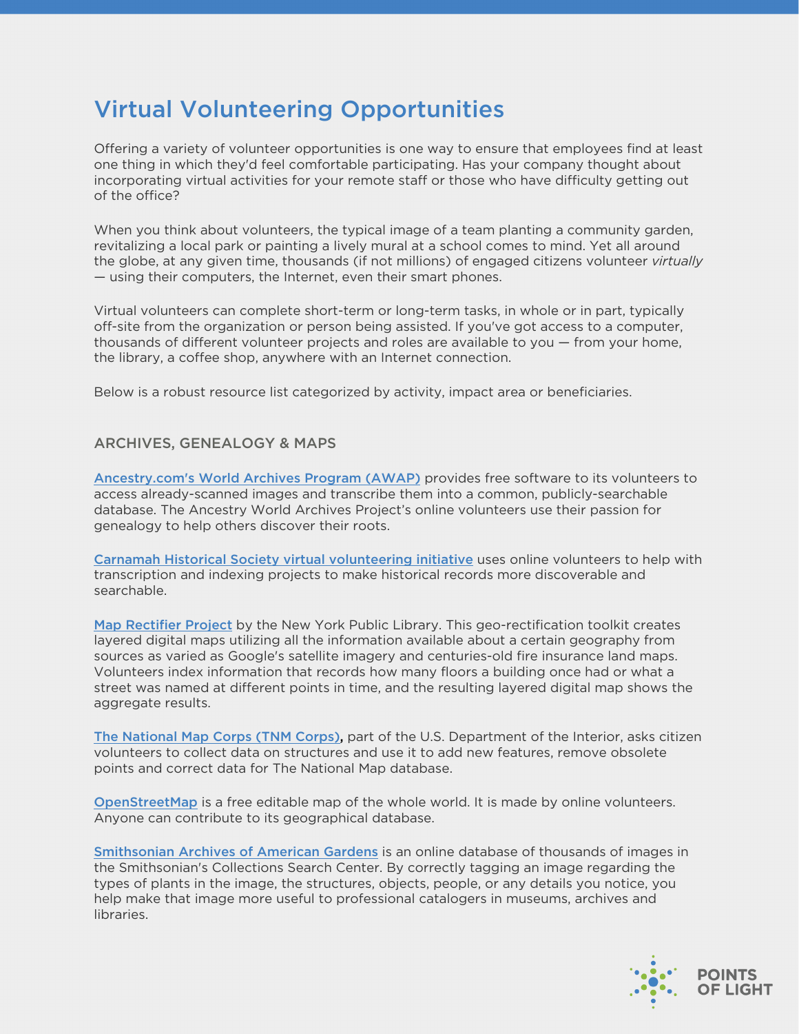# Virtual Volunteering Opportunities

Offering a variety of volunteer opportunities is one way to ensure that employees find at least one thing in which they'd feel comfortable participating. Has your company thought about incorporating virtual activities for your remote staff or those who have difficulty getting out of the office?

When you think about volunteers, the typical image of a team planting a community garden, revitalizing a local park or painting a lively mural at a school comes to mind. Yet all around the globe, at any given time, thousands (if not millions) of engaged citizens volunteer *virtually* — using their computers, the Internet, even their smart phones.

Virtual volunteers can complete short-term or long-term tasks, in whole or in part, typically off-site from the organization or person being assisted. If you've got access to a computer, thousands of different volunteer projects and roles are available to you — from your home, the library, a coffee shop, anywhere with an Internet connection.

Below is a robust resource list categorized by activity, impact area or beneficiaries.

## ARCHIVES, GENEALOGY & MAPS

Ancestry.com's World Archives Program (AWAP) provides free software to its volunteers to access already-scanned images and transcribe them into a common, publicly-searchable database. The Ancestry World Archives Project's online volunteers use their passion for genealogy to help others discover their roots.

Carnamah Historical Society virtual volunteering initiative uses online volunteers to help with transcription and indexing projects to make historical records more discoverable and searchable.

Map Rectifier Project by the New York Public Library. This geo-rectification toolkit creates layered digital maps utilizing all the information available about a certain geography from sources as varied as Google's satellite imagery and centuries-old fire insurance land maps. Volunteers index information that records how many floors a building once had or what a street was named at different points in time, and the resulting layered digital map shows the aggregate results.

The National Map Corps (TNM Corps), part of the U.S. Department of the Interior, asks citizen volunteers to collect data on structures and use it to add new features, remove obsolete points and correct data for The National Map database.

OpenStreetMap is a free editable map of the whole world. It is made by online volunteers. Anyone can contribute to its geographical database.

Smithsonian Archives of American Gardens is an online database of thousands of images in the Smithsonian's Collections Search Center. By correctly tagging an image regarding the types of plants in the image, the structures, objects, people, or any details you notice, you help make that image more useful to professional catalogers in museums, archives and libraries.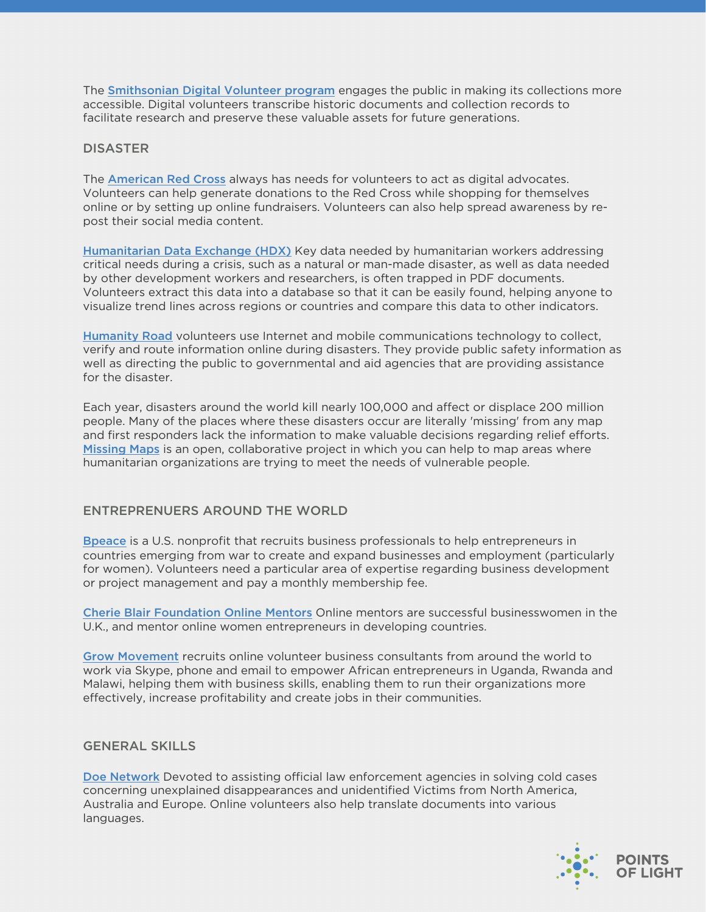The Smithsonian Digital Volunteer program engages the public in making its collections more accessible. Digital volunteers transcribe historic documents and collection records to facilitate research and preserve these valuable assets for future generations.

## DISASTER

The American Red Cross always has needs for volunteers to act as digital advocates. Volunteers can help generate donations to the Red Cross while shopping for themselves online or by setting up online fundraisers. Volunteers can also help spread awareness by re-post their social media content.

Humanitarian Data Exchange (HDX) Key data needed by humanitarian workers addressing critical needs during a crisis, such as a natural or man-made disaster, as well as data needed by other development workers and researchers, is often trapped in PDF documents. Volunteers extract this data into a database so that it can be easily found, helping anyone to visualize trend lines across regions or countries and compare this data to other indicators.

Humanity Road volunteers use Internet and mobile communications technology to collect, verify and route information online during disasters. They provide public safety information as well as directing the public to governmental and aid agencies that are providing assistance for the disaster.

Each year, disasters around the world kill nearly 100,000 and affect or displace 200 million people. Many of the places where these disasters occur are literally 'missing' from any map and first responders lack the information to make valuable decisions regarding relief efforts. Missing Maps is an open, collaborative project in which you can help to map areas where humanitarian organizations are trying to meet the needs of vulnerable people.

## ENTREPRENEURS AROUND THE WORLD

Bpeace is a U.S. nonprofit that recruits business professionals to help entrepreneurs in countries emerging from war to create and expand businesses and employment (particularly for women). Volunteers need a particular area of expertise regarding business development or project management and pay a monthly membership fee.

Cherie Blair Foundation Online Mentors Online mentors are successful businesswomen in the U.K., and mentor online women entrepreneurs in developing countries.

Grow Movement recruits online volunteer business consultants from around the world to work via Skype, phone and email to empower African entrepreneurs in Uganda, Rwanda and Malawi, helping them with business skills, enabling them to run their organizations more effectively, increase profitability and create jobs in their communities.

## GENERAL SKILLS

Doe Network Devoted to assisting official law enforcement agencies in solving cold cases concerning unexplained disappearances and unidentified Victims from North America, Australia and Europe. Online volunteers also help translate documents into various languages.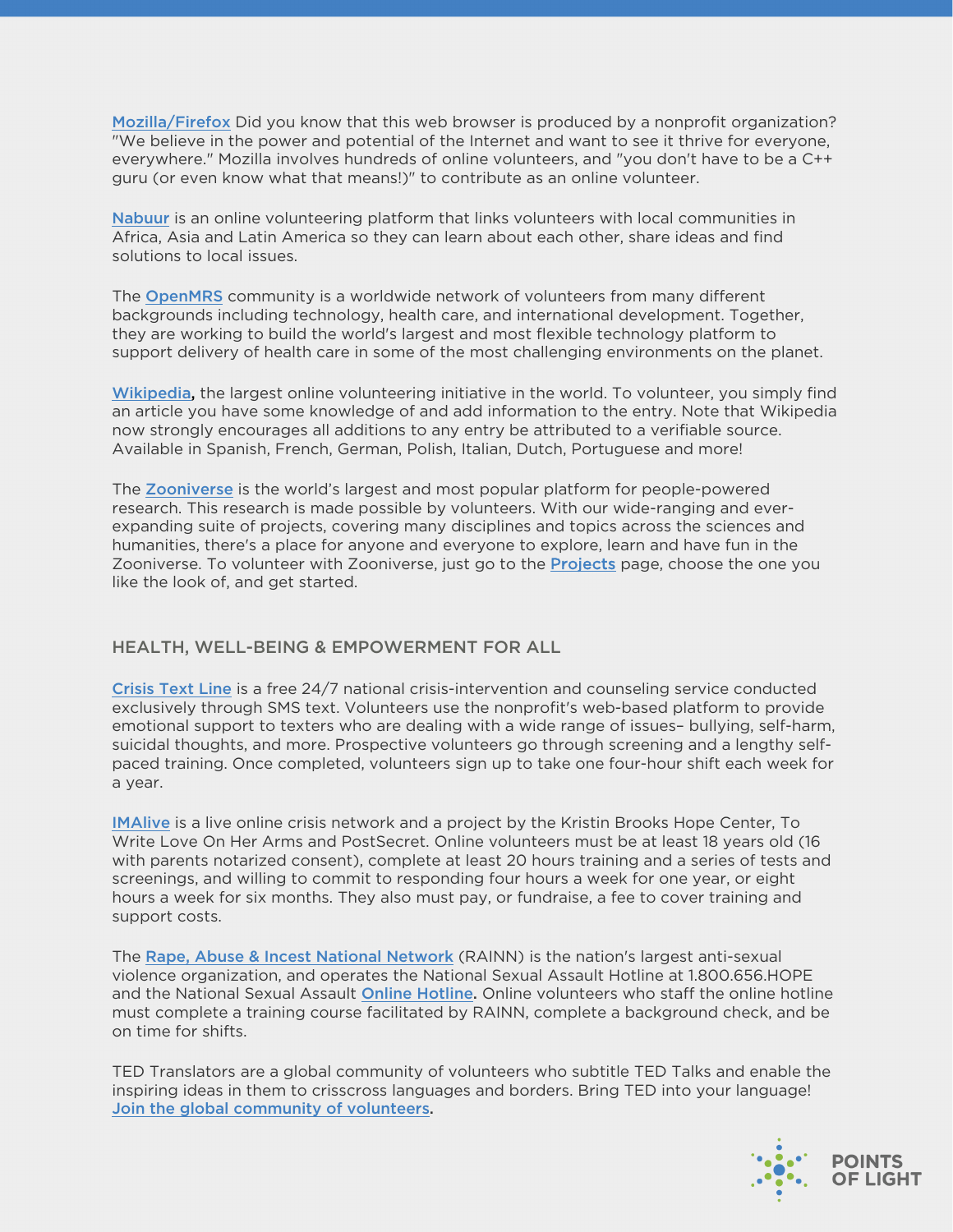**Mozilla/Firefox** Did you know that this web browser is produced by a nonprofit organization? "We believe in the power and potential of the Internet and want to see it thrive for everyone, everywhere." Mozilla involves hundreds of online volunteers, and "you don't have to be a C++ guru (or even know what that means!)" to contribute as an online volunteer.

**Nabuur** is an online volunteering platform that links volunteers with local communities in Africa, Asia and Latin America so they can learn about each other, share ideas and find solutions to local issues.

The **OpenMRS** community is a worldwide network of volunteers from many different backgrounds including technology, health care, and international development. Together, they are working to build the world's largest and most flexible technology platform to support delivery of health care in some of the most challenging environments on the planet.

**Wikipedia,** the largest online volunteering initiative in the world. To volunteer, you simply find an article you have some knowledge of and add information to the entry. Note that Wikipedia now strongly encourages all additions to any entry be attributed to a verifiable source. Available in Spanish, French, German, Polish, Italian, Dutch, Portuguese and more!

The **Zooniverse** is the world's largest and most popular platform for people-powered research. This research is made possible by volunteers. With our wide-ranging and ever-expanding suite of projects, covering many disciplines and topics across the sciences and humanities, there's a place for anyone and everyone to explore, learn and have fun in the Zooniverse. To volunteer with Zooniverse, just go to the **Projects** page, choose the one you like the look of, and get started.

## HEALTH, WELL-BEING & EMPOWERMENT FOR ALL

**Crisis Text Line** is a free 24/7 national crisis-intervention and counseling service conducted exclusively through SMS text. Volunteers use the nonprofit's web-based platform to provide emotional support to texters who are dealing with a wide range of issues– bullying, self-harm, suicidal thoughts, and more. Prospective volunteers go through screening and a lengthy self-paced training. Once completed, volunteers sign up to take one four-hour shift each week for a year.

**IMAlive** is a live online crisis network and a project by the Kristin Brooks Hope Center, To Write Love On Her Arms and PostSecret. Online volunteers must be at least 18 years old (16 with parents notarized consent), complete at least 20 hours training and a series of tests and screenings, and willing to commit to responding four hours a week for one year, or eight hours a week for six months. They also must pay, or fundraise, a fee to cover training and support costs.

The **Rape, Abuse & Incest National Network** (RAINN) is the nation's largest anti-sexual violence organization, and operates the National Sexual Assault Hotline at 1.800.656.HOPE and the National Sexual Assault **Online Hotline.** Online volunteers who staff the online hotline must complete a training course facilitated by RAINN, complete a background check, and be on time for shifts.

TED Translators are a global community of volunteers who subtitle TED Talks and enable the inspiring ideas in them to crisscross languages and borders. Bring TED into your language! **Join the global community of volunteers.**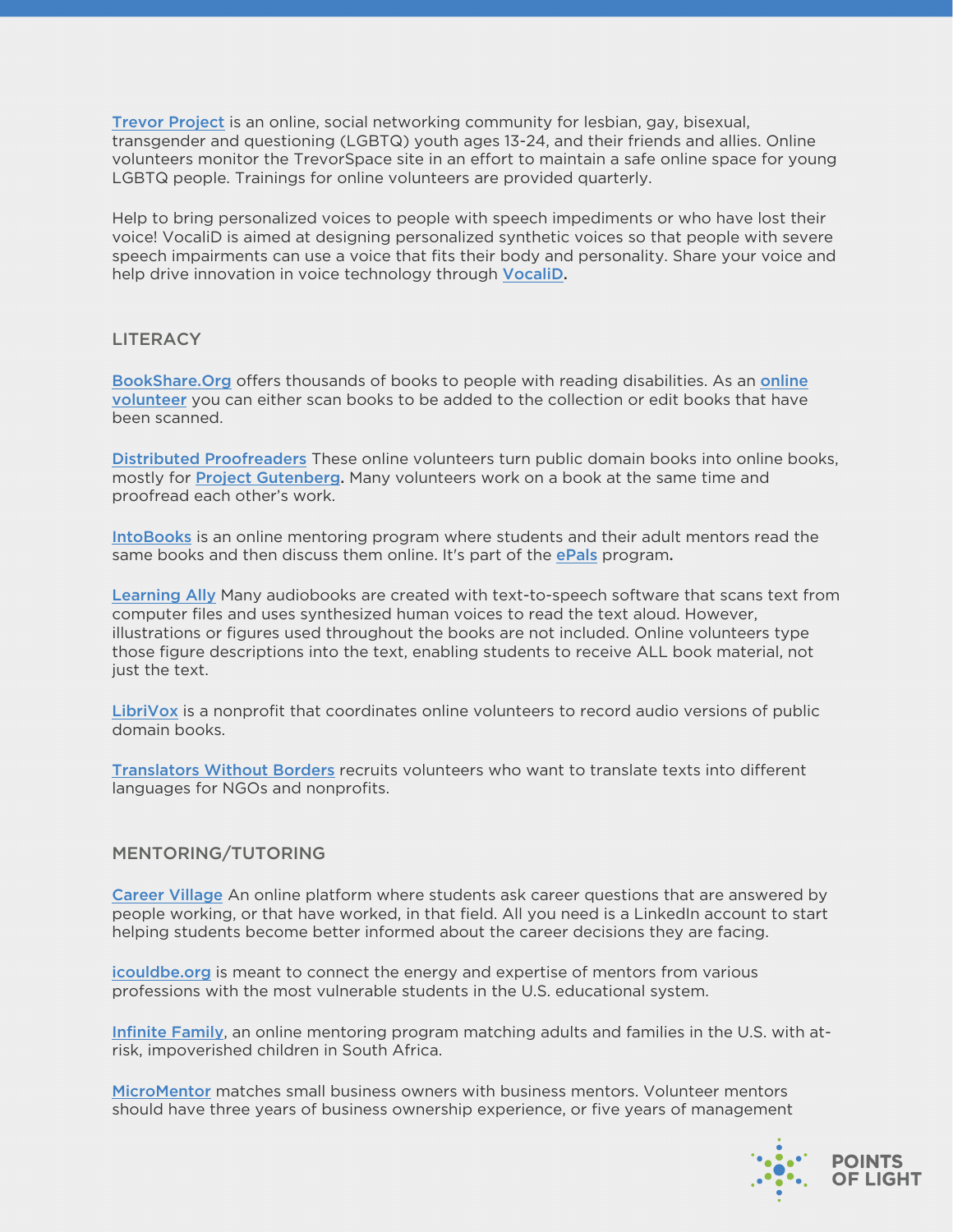Trevor Project is an online, social networking community for lesbian, gay, bisexual, transgender and questioning (LGBTQ) youth ages 13-24, and their friends and allies. Online volunteers monitor the TrevorSpace site in an effort to maintain a safe online space for young LGBTQ people. Trainings for online volunteers are provided quarterly.

Help to bring personalized voices to people with speech impediments or who have lost their voice! VocaliD is aimed at designing personalized synthetic voices so that people with severe speech impairments can use a voice that fits their body and personality. Share your voice and help drive innovation in voice technology through **VocaliD.**

## LITERACY

BookShare.Org offers thousands of books to people with reading disabilities. As an online volunteer you can either scan books to be added to the collection or edit books that have been scanned.

Distributed Proofreaders These online volunteers turn public domain books into online books, mostly for **Project Gutenberg.** Many volunteers work on a book at the same time and proofread each other's work.

IntoBooks is an online mentoring program where students and their adult mentors read the same books and then discuss them online. It's part of the ePals program**.**

Learning Ally Many audiobooks are created with text-to-speech software that scans text from computer files and uses synthesized human voices to read the text aloud. However, illustrations or figures used throughout the books are not included. Online volunteers type those figure descriptions into the text, enabling students to receive ALL book material, not just the text.

LibriVox is a nonprofit that coordinates online volunteers to record audio versions of public domain books.

Translators Without Borders recruits volunteers who want to translate texts into different languages for NGOs and nonprofits.

## MENTORING/TUTORING

Career Village An online platform where students ask career questions that are answered by people working, or that have worked, in that field. All you need is a LinkedIn account to start helping students become better informed about the career decisions they are facing.

icouldbe.org is meant to connect the energy and expertise of mentors from various professions with the most vulnerable students in the U.S. educational system.

Infinite Family, an online mentoring program matching adults and families in the U.S. with at-risk, impoverished children in South Africa.

MicroMentor matches small business owners with business mentors. Volunteer mentors should have three years of business ownership experience, or five years of management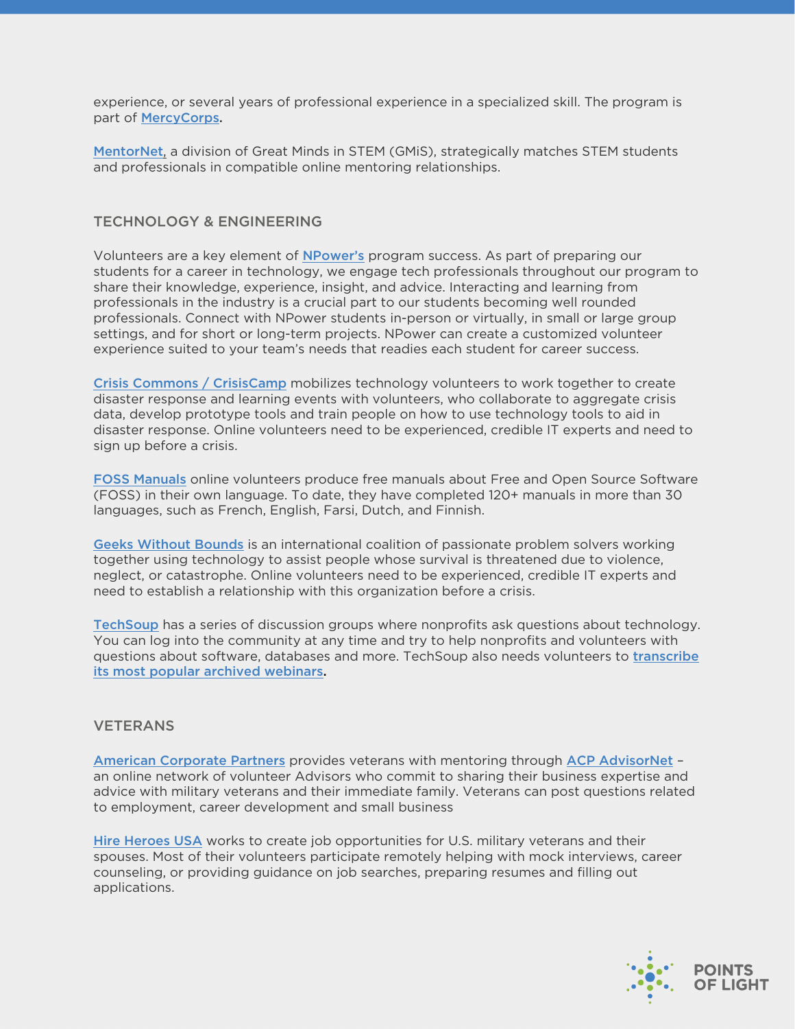experience, or several years of professional experience in a specialized skill. The program is part of MercyCorps.

MentorNet, a division of Great Minds in STEM (GMiS), strategically matches STEM students and professionals in compatible online mentoring relationships.

## TECHNOLOGY & ENGINEERING

Volunteers are a key element of NPower's program success. As part of preparing our students for a career in technology, we engage tech professionals throughout our program to share their knowledge, experience, insight, and advice. Interacting and learning from professionals in the industry is a crucial part to our students becoming well rounded professionals. Connect with NPower students in-person or virtually, in small or large group settings, and for short or long-term projects. NPower can create a customized volunteer experience suited to your team's needs that readies each student for career success.

Crisis Commons / CrisisCamp mobilizes technology volunteers to work together to create disaster response and learning events with volunteers, who collaborate to aggregate crisis data, develop prototype tools and train people on how to use technology tools to aid in disaster response. Online volunteers need to be experienced, credible IT experts and need to sign up before a crisis.

FOSS Manuals online volunteers produce free manuals about Free and Open Source Software (FOSS) in their own language. To date, they have completed 120+ manuals in more than 30 languages, such as French, English, Farsi, Dutch, and Finnish.

Geeks Without Bounds is an international coalition of passionate problem solvers working together using technology to assist people whose survival is threatened due to violence, neglect, or catastrophe. Online volunteers need to be experienced, credible IT experts and need to establish a relationship with this organization before a crisis.

TechSoup has a series of discussion groups where nonprofits ask questions about technology. You can log into the community at any time and try to help nonprofits and volunteers with questions about software, databases and more. TechSoup also needs volunteers to transcribe its most popular archived webinars.

## VETERANS

American Corporate Partners provides veterans with mentoring through ACP AdvisorNet – an online network of volunteer Advisors who commit to sharing their business expertise and advice with military veterans and their immediate family. Veterans can post questions related to employment, career development and small business

Hire Heroes USA works to create job opportunities for U.S. military veterans and their spouses. Most of their volunteers participate remotely helping with mock interviews, career counseling, or providing guidance on job searches, preparing resumes and filling out applications.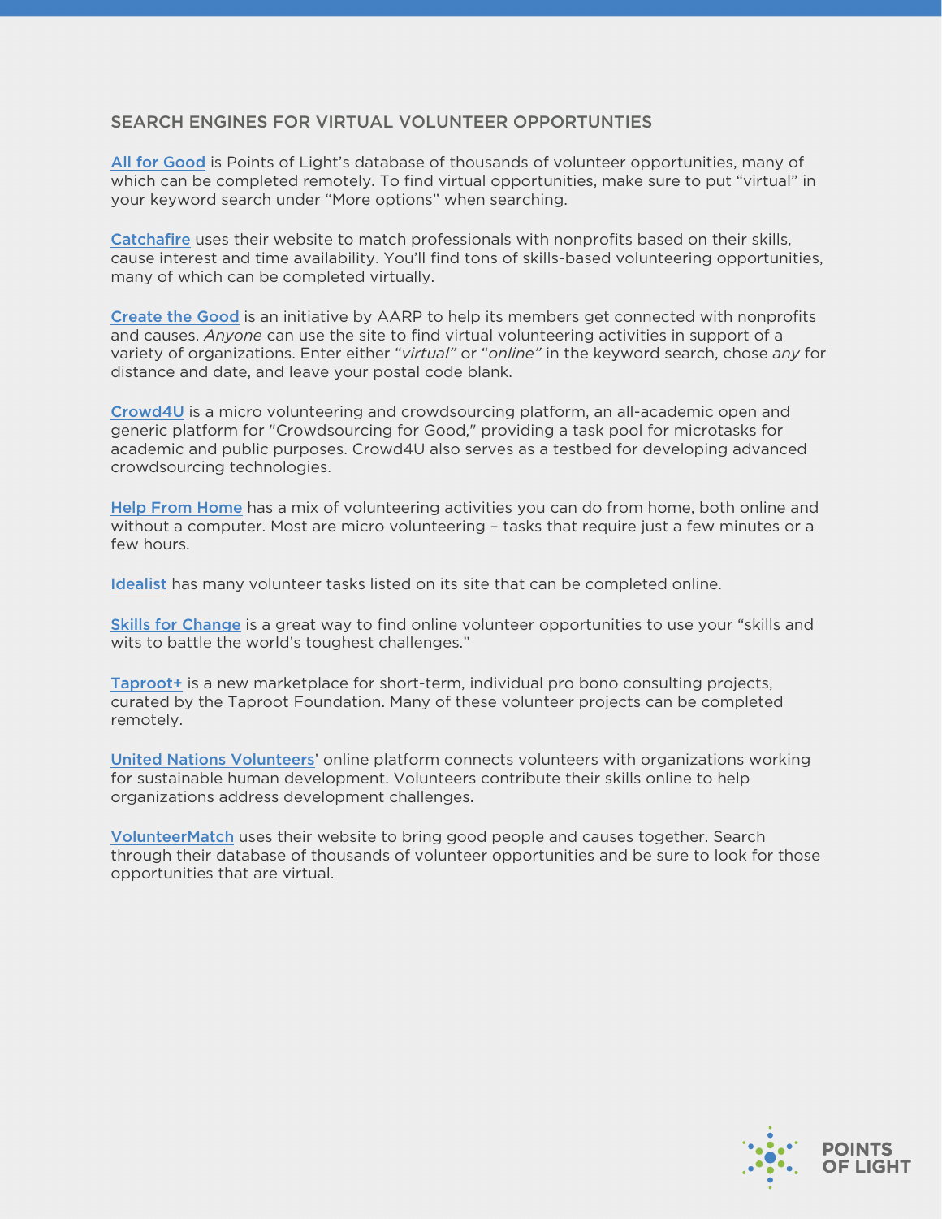## SEARCH ENGINES FOR VIRTUAL VOLUNTEER OPPORTUNTIES

All for Good is Points of Light's database of thousands of volunteer opportunities, many of which can be completed remotely. To find virtual opportunities, make sure to put "virtual" in your keyword search under "More options" when searching.

Catchafire uses their website to match professionals with nonprofits based on their skills, cause interest and time availability. You'll find tons of skills-based volunteering opportunities, many of which can be completed virtually.

Create the Good is an initiative by AARP to help its members get connected with nonprofits and causes. *Anyone* can use the site to find virtual volunteering activities in support of a variety of organizations. Enter either "*virtual"* or "*online"* in the keyword search, chose *any* for distance and date, and leave your postal code blank.

Crowd4U is a micro volunteering and crowdsourcing platform, an all-academic open and generic platform for "Crowdsourcing for Good," providing a task pool for microtasks for academic and public purposes. Crowd4U also serves as a testbed for developing advanced crowdsourcing technologies.

Help From Home has a mix of volunteering activities you can do from home, both online and without a computer. Most are micro volunteering – tasks that require just a few minutes or a few hours.

Idealist has many volunteer tasks listed on its site that can be completed online.

Skills for Change is a great way to find online volunteer opportunities to use your "skills and wits to battle the world's toughest challenges."

Taproot+ is a new marketplace for short-term, individual pro bono consulting projects, curated by the Taproot Foundation. Many of these volunteer projects can be completed remotely.

United Nations Volunteers' online platform connects volunteers with organizations working for sustainable human development. Volunteers contribute their skills online to help organizations address development challenges.

VolunteerMatch uses their website to bring good people and causes together. Search through their database of thousands of volunteer opportunities and be sure to look for those opportunities that are virtual.

POINTS OF LIGHT